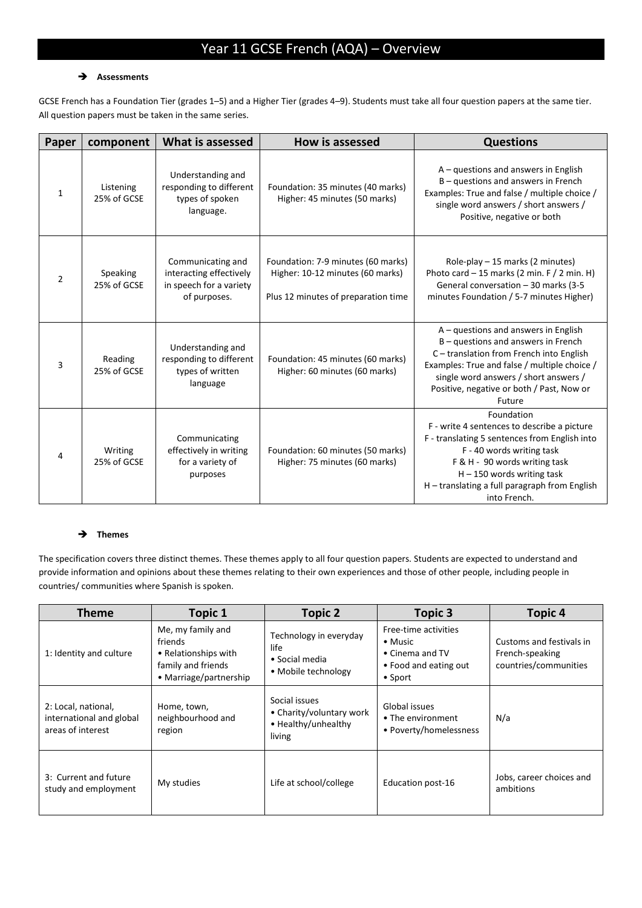# Year 11 GCSE French (AQA) – Overview

## → Assessments

GCSE French has a Foundation Tier (grades 1–5) and a Higher Tier (grades 4–9). Students must take all four question papers at the same tier. All question papers must be taken in the same series.

| Paper | component | What is assessed | How is assessed | Questions |
|---|---|---|---|---|
| 1 | Listening 25% of GCSE | Understanding and responding to different types of spoken language. | Foundation: 35 minutes (40 marks) Higher: 45 minutes (50 marks) | A – questions and answers in English B – questions and answers in French Examples: True and false / multiple choice / single word answers / short answers / Positive, negative or both |
| 2 | Speaking 25% of GCSE | Communicating and interacting effectively in speech for a variety of purposes. | Foundation: 7-9 minutes (60 marks) Higher: 10-12 minutes (60 marks) Plus 12 minutes of preparation time | Role-play – 15 marks (2 minutes) Photo card – 15 marks (2 min. F / 2 min. H) General conversation – 30 marks (3-5 minutes Foundation / 5-7 minutes Higher) |
| 3 | Reading 25% of GCSE | Understanding and responding to different types of written language | Foundation: 45 minutes (60 marks) Higher: 60 minutes (60 marks) | A – questions and answers in English B – questions and answers in French C – translation from French into English Examples: True and false / multiple choice / single word answers / short answers / Positive, negative or both / Past, Now or Future |
| 4 | Writing 25% of GCSE | Communicating effectively in writing for a variety of purposes | Foundation: 60 minutes (50 marks) Higher: 75 minutes (60 marks) | Foundation F - write 4 sentences to describe a picture F - translating 5 sentences from English into F - 40 words writing task F & H - 90 words writing task H – 150 words writing task H – translating a full paragraph from English into French. |

## → Themes

The specification covers three distinct themes. These themes apply to all four question papers. Students are expected to understand and provide information and opinions about these themes relating to their own experiences and those of other people, including people in countries/ communities where Spanish is spoken.

| Theme | Topic 1 | Topic 2 | Topic 3 | Topic 4 |
|---|---|---|---|---|
| 1: Identity and culture | Me, my family and friends • Relationships with family and friends • Marriage/partnership | Technology in everyday life • Social media • Mobile technology | Free-time activities • Music • Cinema and TV • Food and eating out • Sport | Customs and festivals in French-speaking countries/communities |
| 2: Local, national, international and global areas of interest | Home, town, neighbourhood and region | Social issues • Charity/voluntary work • Healthy/unhealthy living | Global issues • The environment • Poverty/homelessness | N/a |
| 3: Current and future study and employment | My studies | Life at school/college | Education post-16 | Jobs, career choices and ambitions |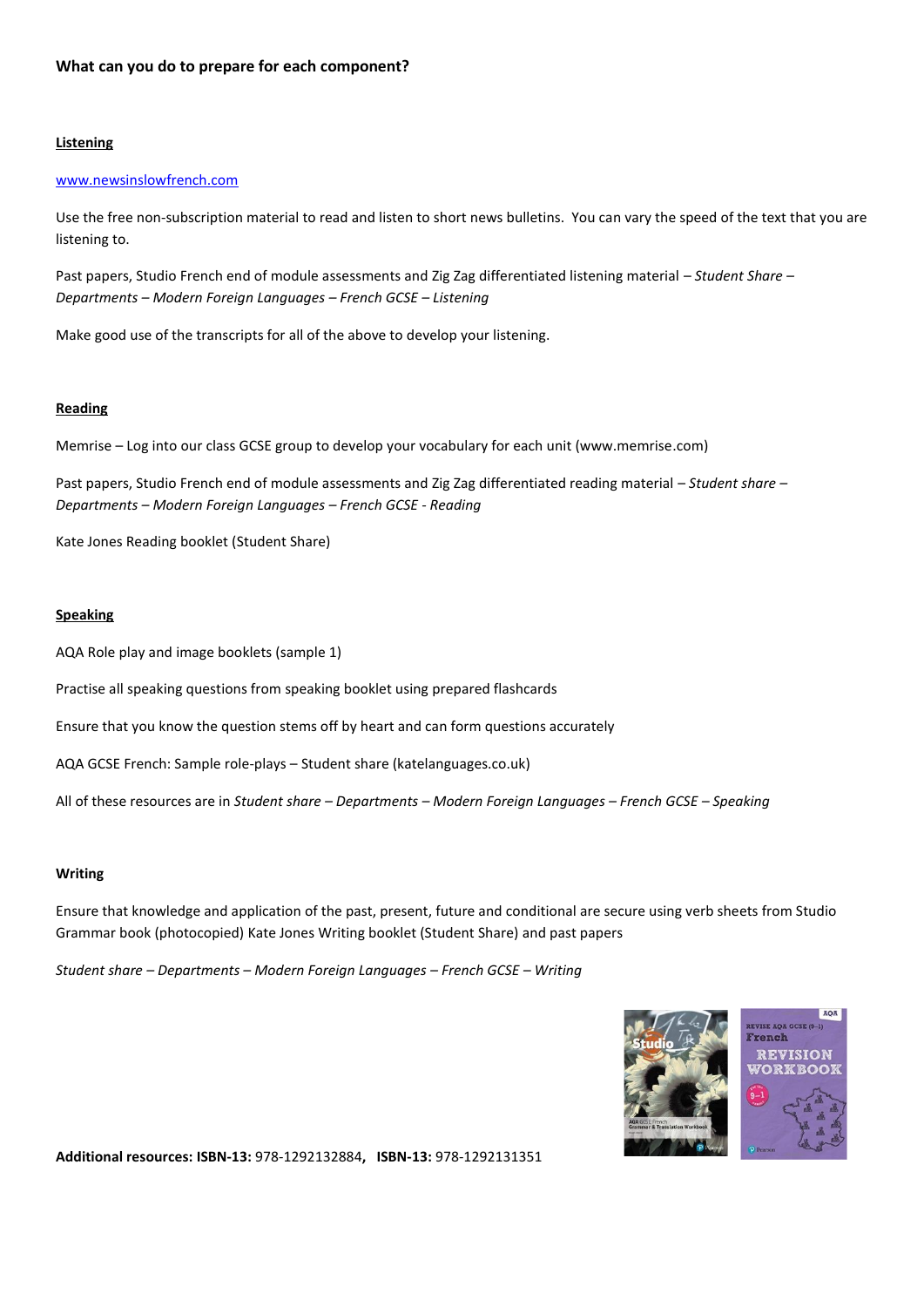## What can you do to prepare for each component?

### Listening

www.newsinslowfrench.com

Use the free non-subscription material to read and listen to short news bulletins. You can vary the speed of the text that you are listening to.

Past papers, Studio French end of module assessments and Zig Zag differentiated listening material – *Student Share – Departments – Modern Foreign Languages – French GCSE – Listening*

Make good use of the transcripts for all of the above to develop your listening.

### Reading

Memrise – Log into our class GCSE group to develop your vocabulary for each unit (www.memrise.com)

Past papers, Studio French end of module assessments and Zig Zag differentiated reading material – *Student share – Departments – Modern Foreign Languages – French GCSE - Reading*

Kate Jones Reading booklet (Student Share)

### Speaking

AQA Role play and image booklets (sample 1)

Practise all speaking questions from speaking booklet using prepared flashcards

Ensure that you know the question stems off by heart and can form questions accurately

AQA GCSE French: Sample role-plays – Student share (katelanguages.co.uk)

All of these resources are in *Student share – Departments – Modern Foreign Languages – French GCSE – Speaking*

### Writing

Ensure that knowledge and application of the past, present, future and conditional are secure using verb sheets from Studio Grammar book (photocopied) Kate Jones Writing booklet (Student Share) and past papers

*Student share – Departments – Modern Foreign Languages – French GCSE – Writing*

**Additional resources: ISBN-13:** 978-1292132884**, ISBN-13:** 978-1292131351